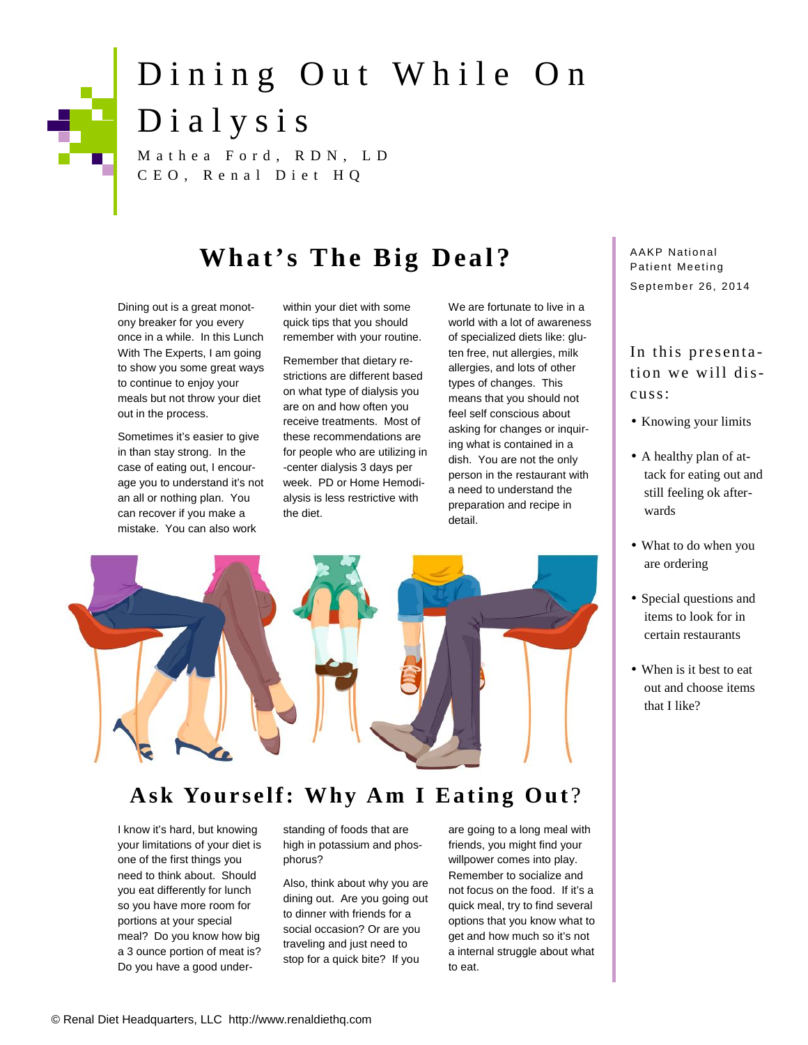# Dining Out While On Dialysis

Mathea Ford, RDN, LD
CEO, Renal Diet HQ

AAKP National Patient Meeting
September 26, 2014

In this presentation we will discuss:

- Knowing your limits
- A healthy plan of attack for eating out and still feeling ok afterwards
- What to do when you are ordering
- Special questions and items to look for in certain restaurants
- When is it best to eat out and choose items that I like?

## What's The Big Deal?

Dining out is a great monotony breaker for you every once in a while. In this Lunch With The Experts, I am going to show you some great ways to continue to enjoy your meals but not throw your diet out in the process.

Sometimes it's easier to give in than stay strong. In the case of eating out, I encourage you to understand it's not an all or nothing plan. You can recover if you make a mistake. You can also work within your diet with some quick tips that you should remember with your routine.

Remember that dietary restrictions are different based on what type of dialysis you are on and how often you receive treatments. Most of these recommendations are for people who are utilizing in-center dialysis 3 days per week. PD or Home Hemodialysis is less restrictive with the diet.

We are fortunate to live in a world with a lot of awareness of specialized diets like: gluten free, nut allergies, milk allergies, and lots of other types of changes. This means that you should not feel self conscious about asking for changes or inquiring what is contained in a dish. You are not the only person in the restaurant with a need to understand the preparation and recipe in detail.

## Ask Yourself: Why Am I Eating Out?

I know it's hard, but knowing your limitations of your diet is one of the first things you need to think about. Should you eat differently for lunch so you have more room for portions at your special meal? Do you know how big a 3 ounce portion of meat is? Do you have a good understanding of foods that are high in potassium and phosphorus?

Also, think about why you are dining out. Are you going out to dinner with friends for a social occasion? Or are you traveling and just need to stop for a quick bite? If you are going to a long meal with friends, you might find your willpower comes into play. Remember to socialize and not focus on the food. If it's a quick meal, try to find several options that you know what to get and how much so it's not a internal struggle about what to eat.

© Renal Diet Headquarters, LLC http://www.renaldiethq.com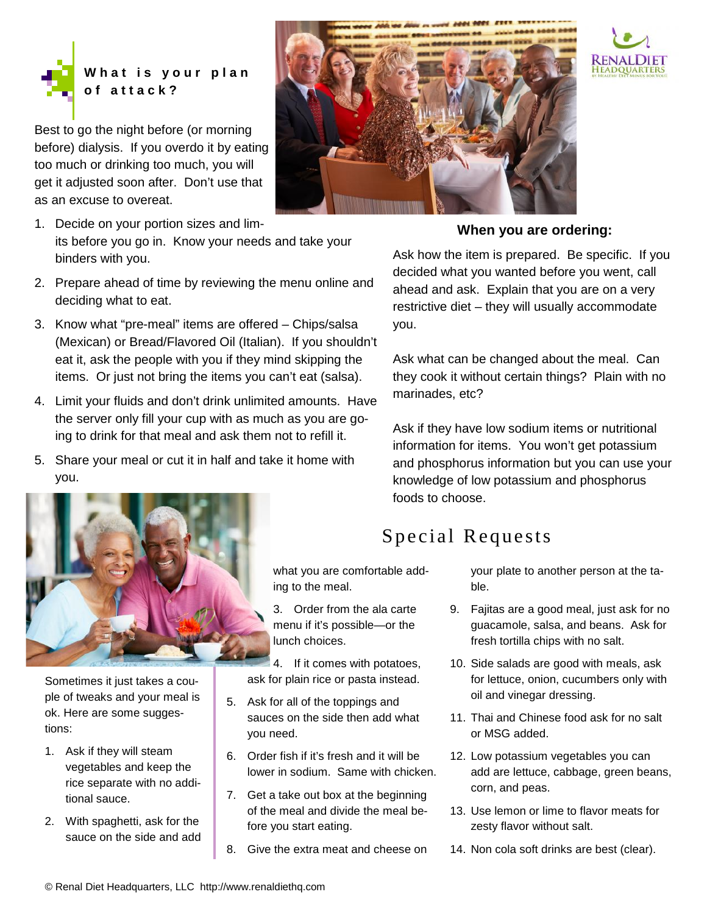## What is your plan of attack?

Best to go the night before (or morning before) dialysis. If you overdo it by eating too much or drinking too much, you will get it adjusted soon after. Don't use that as an excuse to overeat.

1. Decide on your portion sizes and limits before you go in. Know your needs and take your binders with you.
2. Prepare ahead of time by reviewing the menu online and deciding what to eat.
3. Know what "pre-meal" items are offered – Chips/salsa (Mexican) or Bread/Flavored Oil (Italian). If you shouldn't eat it, ask the people with you if they mind skipping the items. Or just not bring the items you can't eat (salsa).
4. Limit your fluids and don't drink unlimited amounts. Have the server only fill your cup with as much as you are going to drink for that meal and ask them not to refill it.
5. Share your meal or cut it in half and take it home with you.

**When you are ordering:**

Ask how the item is prepared. Be specific. If you decided what you wanted before you went, call ahead and ask. Explain that you are on a very restrictive diet – they will usually accommodate you.

Ask what can be changed about the meal. Can they cook it without certain things? Plain with no marinades, etc?

Ask if they have low sodium items or nutritional information for items. You won't get potassium and phosphorus information but you can use your knowledge of low potassium and phosphorus foods to choose.

## Special Requests

Sometimes it just takes a couple of tweaks and your meal is ok. Here are some suggestions:

1. Ask if they will steam vegetables and keep the rice separate with no additional sauce.
2. With spaghetti, ask for the sauce on the side and add what you are comfortable adding to the meal.
3. Order from the ala carte menu if it's possible—or the lunch choices.
4. If it comes with potatoes, ask for plain rice or pasta instead.
5. Ask for all of the toppings and sauces on the side then add what you need.
6. Order fish if it's fresh and it will be lower in sodium. Same with chicken.
7. Get a take out box at the beginning of the meal and divide the meal before you start eating.
8. Give the extra meat and cheese on your plate to another person at the table.
9. Fajitas are a good meal, just ask for no guacamole, salsa, and beans. Ask for fresh tortilla chips with no salt.
10. Side salads are good with meals, ask for lettuce, onion, cucumbers only with oil and vinegar dressing.
11. Thai and Chinese food ask for no salt or MSG added.
12. Low potassium vegetables you can add are lettuce, cabbage, green beans, corn, and peas.
13. Use lemon or lime to flavor meats for zesty flavor without salt.
14. Non cola soft drinks are best (clear).

© Renal Diet Headquarters, LLC http://www.renaldiethq.com